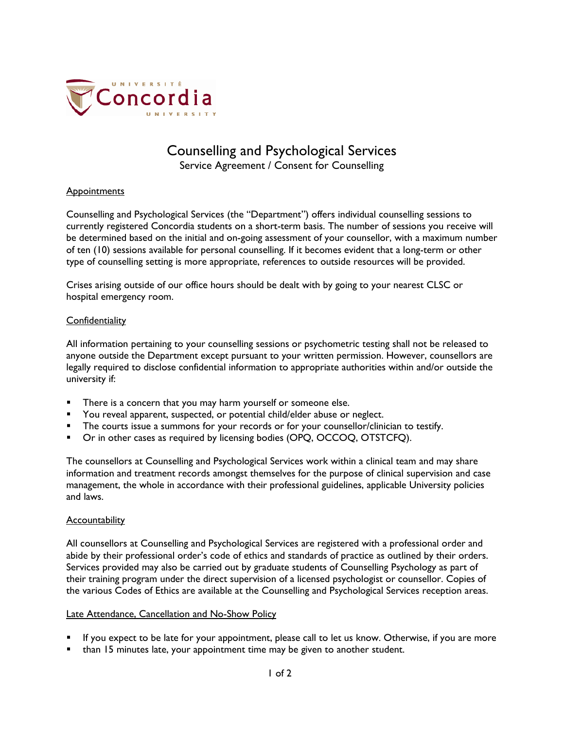# Counselling and Psychological Services

Service Agreement / Consent for Counselling

## Appointments

Counselling and Psychological Services (the "Department") offers individual counselling sessions to currently registered Concordia students on a short-term basis. The number of sessions you receive will be determined based on the initial and on-going assessment of your counsellor, with a maximum number of ten (10) sessions available for personal counselling. If it becomes evident that a long-term or other type of counselling setting is more appropriate, references to outside resources will be provided.

Crises arising outside of our office hours should be dealt with by going to your nearest CLSC or hospital emergency room.

## Confidentiality

All information pertaining to your counselling sessions or psychometric testing shall not be released to anyone outside the Department except pursuant to your written permission. However, counsellors are legally required to disclose confidential information to appropriate authorities within and/or outside the university if:

- There is a concern that you may harm yourself or someone else.
- You reveal apparent, suspected, or potential child/elder abuse or neglect.
- The courts issue a summons for your records or for your counsellor/clinician to testify.
- Or in other cases as required by licensing bodies (OPQ, OCCOQ, OTSTCFQ).

The counsellors at Counselling and Psychological Services work within a clinical team and may share information and treatment records amongst themselves for the purpose of clinical supervision and case management, the whole in accordance with their professional guidelines, applicable University policies and laws.

## Accountability

All counsellors at Counselling and Psychological Services are registered with a professional order and abide by their professional order's code of ethics and standards of practice as outlined by their orders. Services provided may also be carried out by graduate students of Counselling Psychology as part of their training program under the direct supervision of a licensed psychologist or counsellor. Copies of the various Codes of Ethics are available at the Counselling and Psychological Services reception areas.

## Late Attendance, Cancellation and No-Show Policy

- If you expect to be late for your appointment, please call to let us know. Otherwise, if you are more
- than 15 minutes late, your appointment time may be given to another student.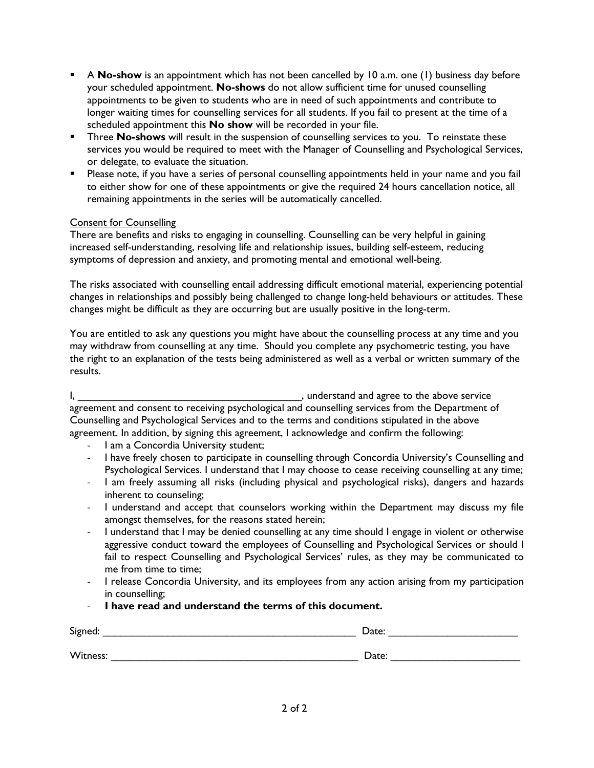- A **No-show** is an appointment which has not been cancelled by 10 a.m. one (1) business day before your scheduled appointment. **No-shows** do not allow sufficient time for unused counselling appointments to be given to students who are in need of such appointments and contribute to longer waiting times for counselling services for all students. If you fail to present at the time of a scheduled appointment this **No show** will be recorded in your file.
- Three **No-shows** will result in the suspension of counselling services to you. To reinstate these services you would be required to meet with the Manager of Counselling and Psychological Services, or delegate, to evaluate the situation.
- Please note, if you have a series of personal counselling appointments held in your name and you fail to either show for one of these appointments or give the required 24 hours cancellation notice, all remaining appointments in the series will be automatically cancelled.

Consent for Counselling

There are benefits and risks to engaging in counselling. Counselling can be very helpful in gaining increased self-understanding, resolving life and relationship issues, building self-esteem, reducing symptoms of depression and anxiety, and promoting mental and emotional well-being.

The risks associated with counselling entail addressing difficult emotional material, experiencing potential changes in relationships and possibly being challenged to change long-held behaviours or attitudes. These changes might be difficult as they are occurring but are usually positive in the long-term.

You are entitled to ask any questions you might have about the counselling process at any time and you may withdraw from counselling at any time. Should you complete any psychometric testing, you have the right to an explanation of the tests being administered as well as a verbal or written summary of the results.

I, ________________________________________, understand and agree to the above service agreement and consent to receiving psychological and counselling services from the Department of Counselling and Psychological Services and to the terms and conditions stipulated in the above agreement. In addition, by signing this agreement, I acknowledge and confirm the following:

- I am a Concordia University student;
- I have freely chosen to participate in counselling through Concordia University's Counselling and Psychological Services. I understand that I may choose to cease receiving counselling at any time;
- I am freely assuming all risks (including physical and psychological risks), dangers and hazards inherent to counseling;
- I understand and accept that counselors working within the Department may discuss my file amongst themselves, for the reasons stated herein;
- I understand that I may be denied counselling at any time should I engage in violent or otherwise aggressive conduct toward the employees of Counselling and Psychological Services or should I fail to respect Counselling and Psychological Services' rules, as they may be communicated to me from time to time;
- I release Concordia University, and its employees from any action arising from my participation in counselling;
- **I have read and understand the terms of this document.**

Signed: ______________________________________________ Date: _______________________

Witness: _____________________________________________ Date: _______________________